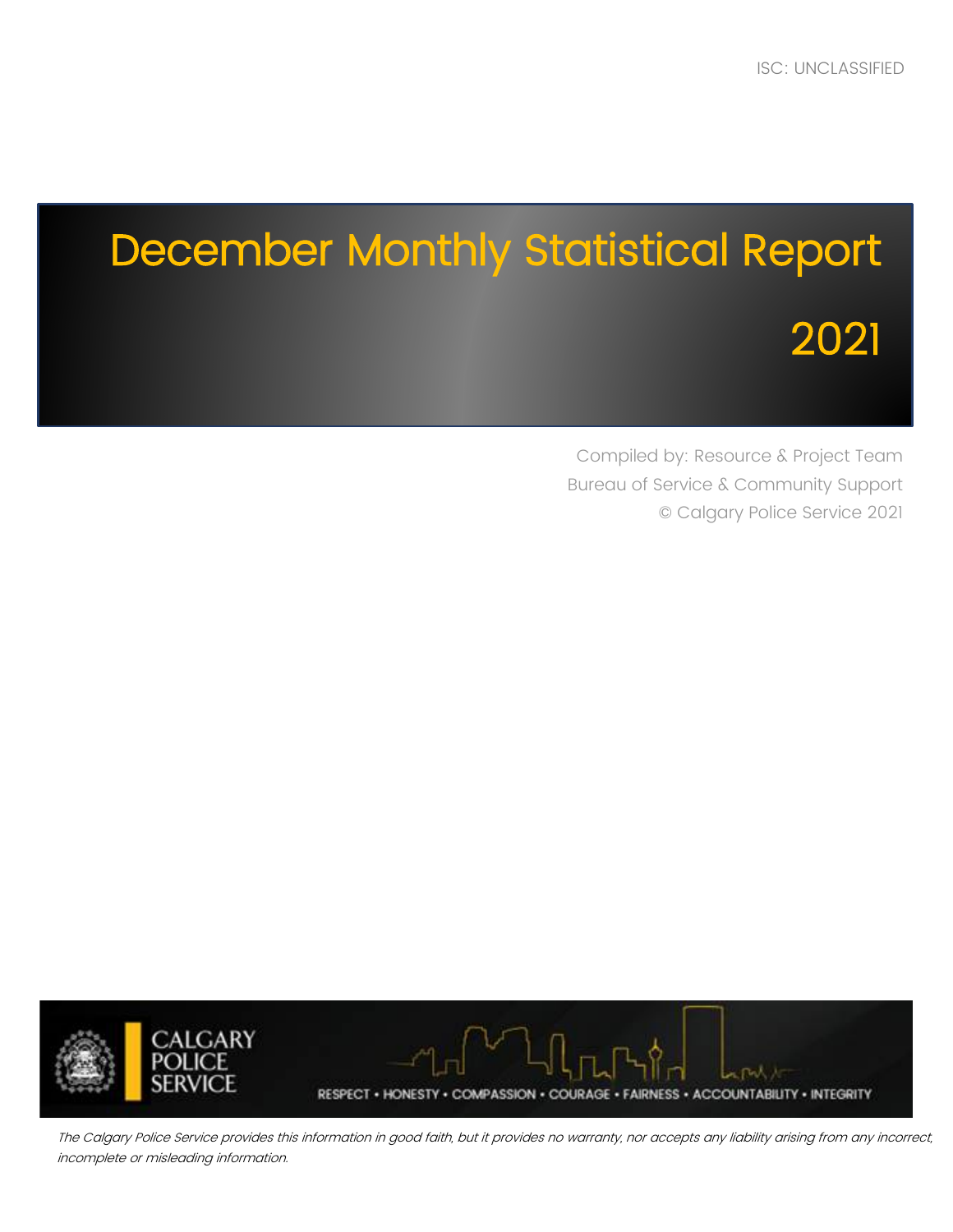ISC: UNCLASSIFIED

# December Monthly Statistical Report

# 2021

Compiled by: Resource & Project Team
Bureau of Service & Community Support
© Calgary Police Service 2021

CALGARY POLICE SERVICE

RESPECT • HONESTY • COMPASSION • COURAGE • FAIRNESS • ACCOUNTABILITY • INTEGRITY

*The Calgary Police Service provides this information in good faith, but it provides no warranty, nor accepts any liability arising from any incorrect, incomplete or misleading information.*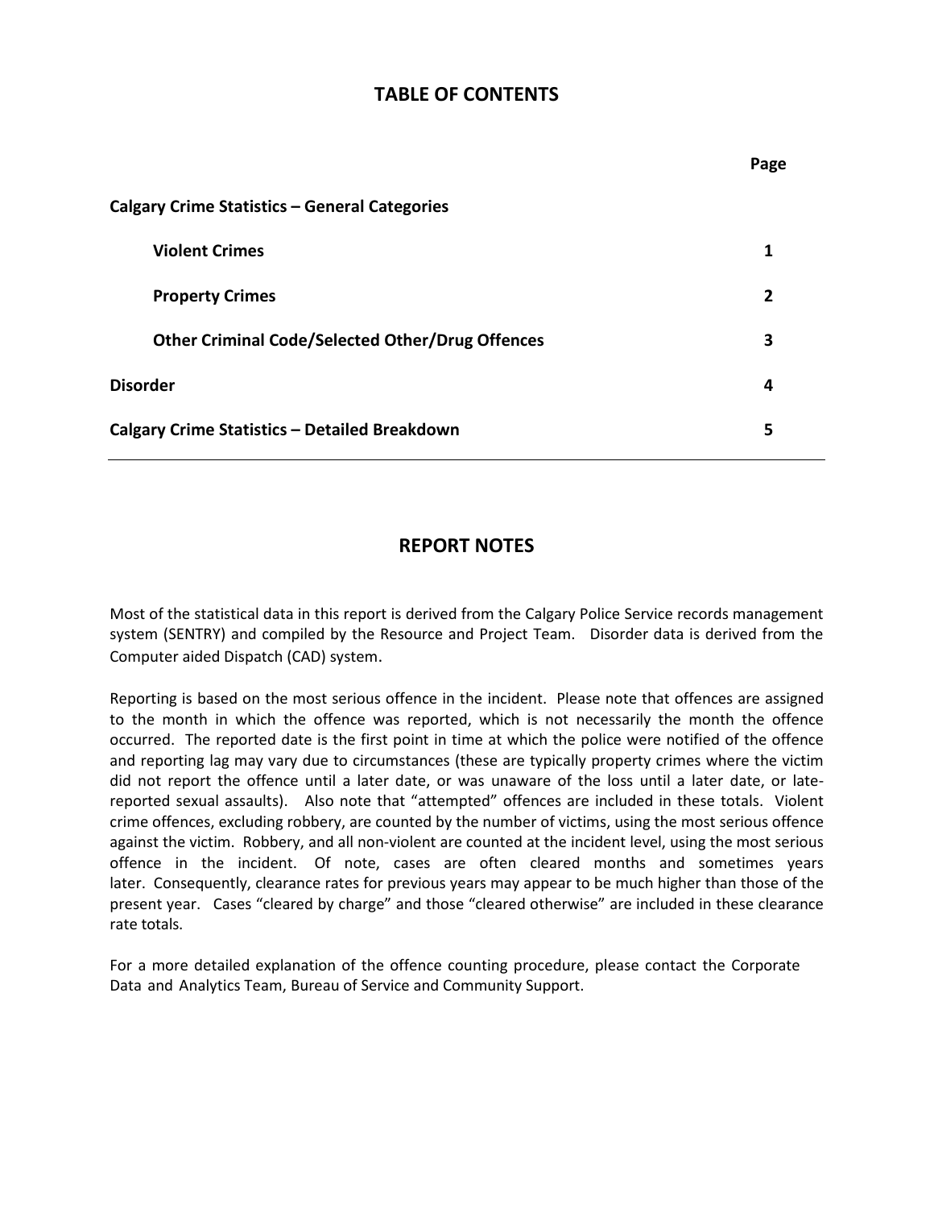## TABLE OF CONTENTS

| | Page |
|---|---|
| **Calgary Crime Statistics – General Categories** | |
| **Violent Crimes** | **1** |
| **Property Crimes** | **2** |
| **Other Criminal Code/Selected Other/Drug Offences** | **3** |
| **Disorder** | **4** |
| **Calgary Crime Statistics – Detailed Breakdown** | **5** |

## REPORT NOTES

Most of the statistical data in this report is derived from the Calgary Police Service records management system (SENTRY) and compiled by the Resource and Project Team. Disorder data is derived from the Computer aided Dispatch (CAD) system.

Reporting is based on the most serious offence in the incident. Please note that offences are assigned to the month in which the offence was reported, which is not necessarily the month the offence occurred. The reported date is the first point in time at which the police were notified of the offence and reporting lag may vary due to circumstances (these are typically property crimes where the victim did not report the offence until a later date, or was unaware of the loss until a later date, or late-reported sexual assaults). Also note that "attempted" offences are included in these totals. Violent crime offences, excluding robbery, are counted by the number of victims, using the most serious offence against the victim. Robbery, and all non-violent are counted at the incident level, using the most serious offence in the incident. Of note, cases are often cleared months and sometimes years later. Consequently, clearance rates for previous years may appear to be much higher than those of the present year. Cases "cleared by charge" and those "cleared otherwise" are included in these clearance rate totals.

For a more detailed explanation of the offence counting procedure, please contact the Corporate Data and Analytics Team, Bureau of Service and Community Support.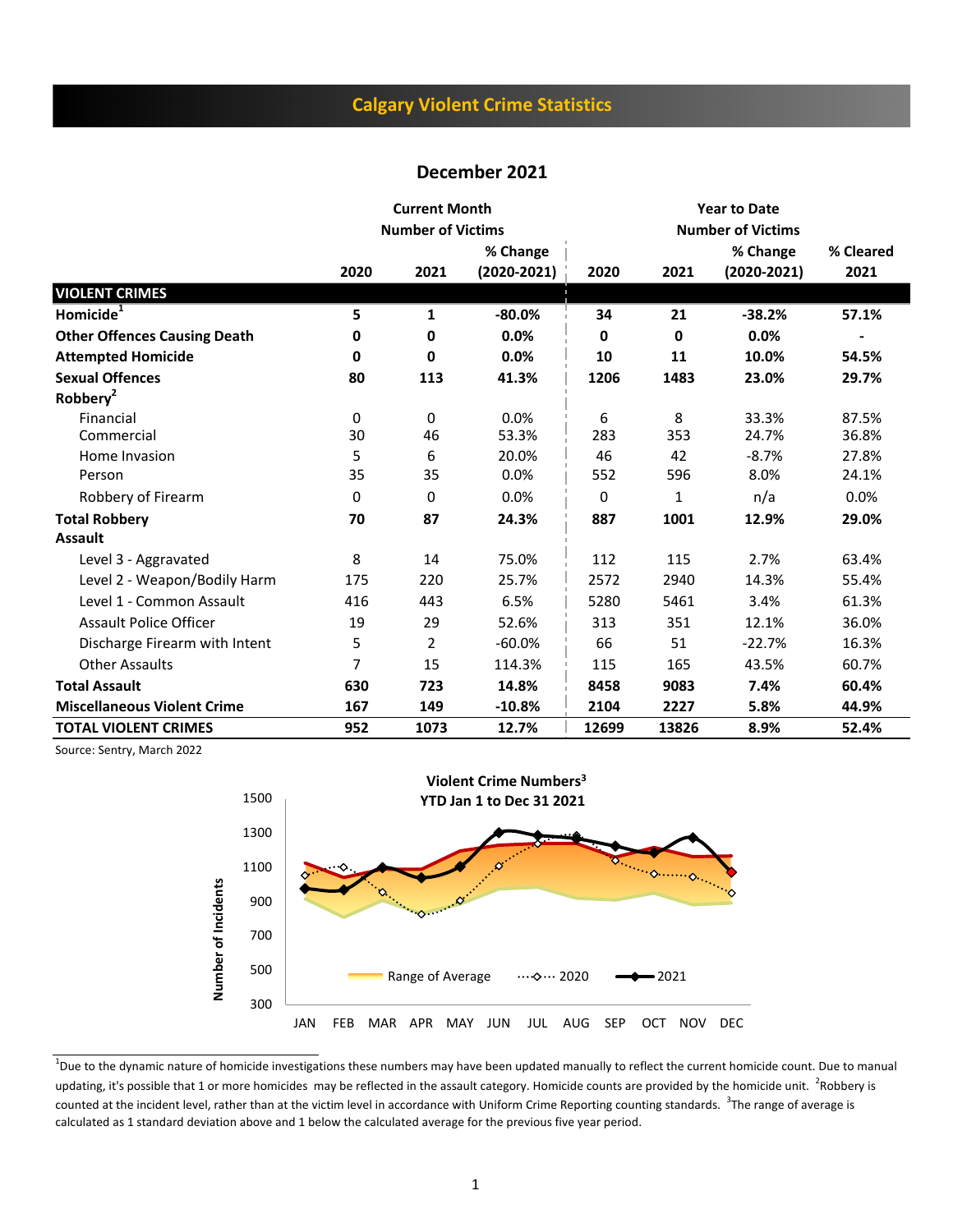# Calgary Violent Crime Statistics

## December 2021

| | Current Month Number of Victims | | | Year to Date Number of Victims | | | |
|---|---|---|---|---|---|---|---|
| | 2020 | 2021 | % Change (2020-2021) | 2020 | 2021 | % Change (2020-2021) | % Cleared 2021 |
| **VIOLENT CRIMES** | | | | | | | |
| **Homicide**[1] | **5** | **1** | **-80.0%** | **34** | **21** | **-38.2%** | **57.1%** |
| **Other Offences Causing Death** | **0** | **0** | **0.0%** | **0** | **0** | **0.0%** | **-** |
| **Attempted Homicide** | **0** | **0** | **0.0%** | **10** | **11** | **10.0%** | **54.5%** |
| **Sexual Offences** | **80** | **113** | **41.3%** | **1206** | **1483** | **23.0%** | **29.7%** |
| **Robbery**[2] | | | | | | | |
| Financial | 0 | 0 | 0.0% | 6 | 8 | 33.3% | 87.5% |
| Commercial | 30 | 46 | 53.3% | 283 | 353 | 24.7% | 36.8% |
| Home Invasion | 5 | 6 | 20.0% | 46 | 42 | -8.7% | 27.8% |
| Person | 35 | 35 | 0.0% | 552 | 596 | 8.0% | 24.1% |
| Robbery of Firearm | 0 | 0 | 0.0% | 0 | 1 | n/a | 0.0% |
| **Total Robbery** | **70** | **87** | **24.3%** | **887** | **1001** | **12.9%** | **29.0%** |
| **Assault** | | | | | | | |
| Level 3 - Aggravated | 8 | 14 | 75.0% | 112 | 115 | 2.7% | 63.4% |
| Level 2 - Weapon/Bodily Harm | 175 | 220 | 25.7% | 2572 | 2940 | 14.3% | 55.4% |
| Level 1 - Common Assault | 416 | 443 | 6.5% | 5280 | 5461 | 3.4% | 61.3% |
| Assault Police Officer | 19 | 29 | 52.6% | 313 | 351 | 12.1% | 36.0% |
| Discharge Firearm with Intent | 5 | 2 | -60.0% | 66 | 51 | -22.7% | 16.3% |
| Other Assaults | 7 | 15 | 114.3% | 115 | 165 | 43.5% | 60.7% |
| **Total Assault** | **630** | **723** | **14.8%** | **8458** | **9083** | **7.4%** | **60.4%** |
| **Miscellaneous Violent Crime** | **167** | **149** | **-10.8%** | **2104** | **2227** | **5.8%** | **44.9%** |
| **TOTAL VIOLENT CRIMES** | **952** | **1073** | **12.7%** | **12699** | **13826** | **8.9%** | **52.4%** |

Source: Sentry, March 2022

**Violent Crime Numbers**[3]
**YTD Jan 1 to Dec 31 2021**

[1]Due to the dynamic nature of homicide investigations these numbers may have been updated manually to reflect the current homicide count. Due to manual updating, it's possible that 1 or more homicides may be reflected in the assault category. Homicide counts are provided by the homicide unit. [2]Robbery is counted at the incident level, rather than at the victim level in accordance with Uniform Crime Reporting counting standards. [3]The range of average is calculated as 1 standard deviation above and 1 below the calculated average for the previous five year period.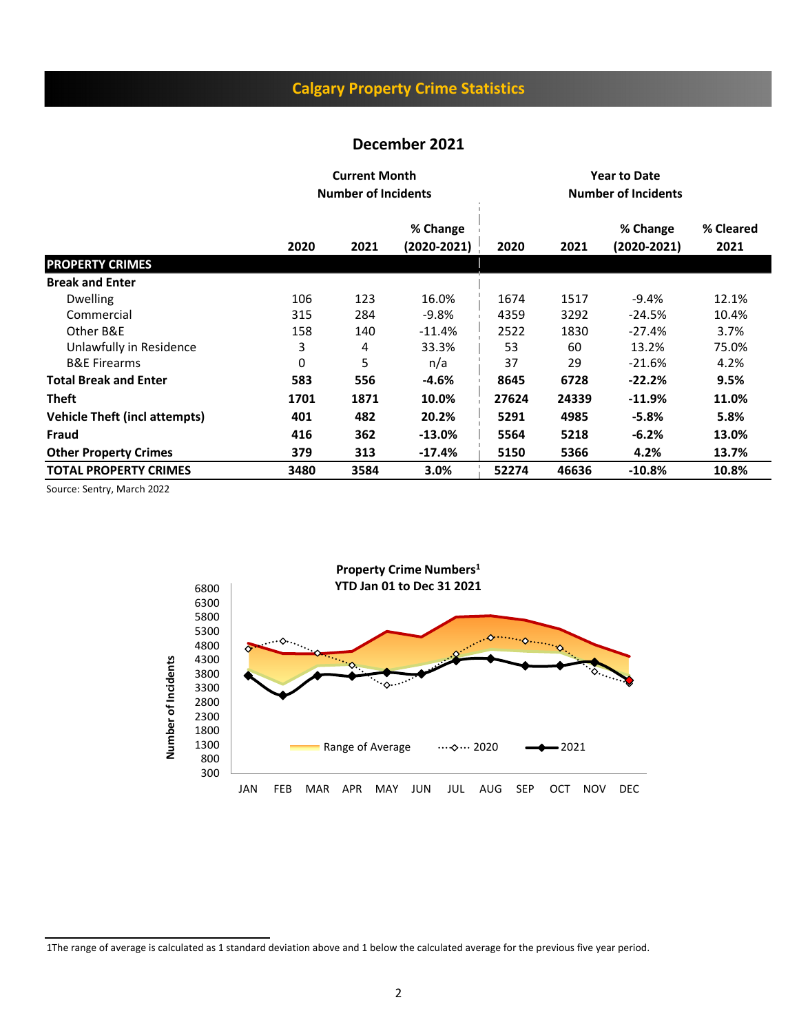## Calgary Property Crime Statistics

### December 2021

| | Current Month Number of Incidents | | | Year to Date Number of Incidents | | | |
|---|---|---|---|---|---|---|---|
| | 2020 | 2021 | % Change (2020-2021) | 2020 | 2021 | % Change (2020-2021) | % Cleared 2021 |
| **PROPERTY CRIMES** | | | | | | | |
| **Break and Enter** | | | | | | | |
| Dwelling | 106 | 123 | 16.0% | 1674 | 1517 | -9.4% | 12.1% |
| Commercial | 315 | 284 | -9.8% | 4359 | 3292 | -24.5% | 10.4% |
| Other B&E | 158 | 140 | -11.4% | 2522 | 1830 | -27.4% | 3.7% |
| Unlawfully in Residence | 3 | 4 | 33.3% | 53 | 60 | 13.2% | 75.0% |
| B&E Firearms | 0 | 5 | n/a | 37 | 29 | -21.6% | 4.2% |
| **Total Break and Enter** | **583** | **556** | **-4.6%** | **8645** | **6728** | **-22.2%** | **9.5%** |
| **Theft** | **1701** | **1871** | **10.0%** | **27624** | **24339** | **-11.9%** | **11.0%** |
| **Vehicle Theft (incl attempts)** | **401** | **482** | **20.2%** | **5291** | **4985** | **-5.8%** | **5.8%** |
| **Fraud** | **416** | **362** | **-13.0%** | **5564** | **5218** | **-6.2%** | **13.0%** |
| **Other Property Crimes** | **379** | **313** | **-17.4%** | **5150** | **5366** | **4.2%** | **13.7%** |
| **TOTAL PROPERTY CRIMES** | **3480** | **3584** | **3.0%** | **52274** | **46636** | **-10.8%** | **10.8%** |

Source: Sentry, March 2022

**Property Crime Numbers[1]**
**YTD Jan 01 to Dec 31 2021**

[1]The range of average is calculated as 1 standard deviation above and 1 below the calculated average for the previous five year period.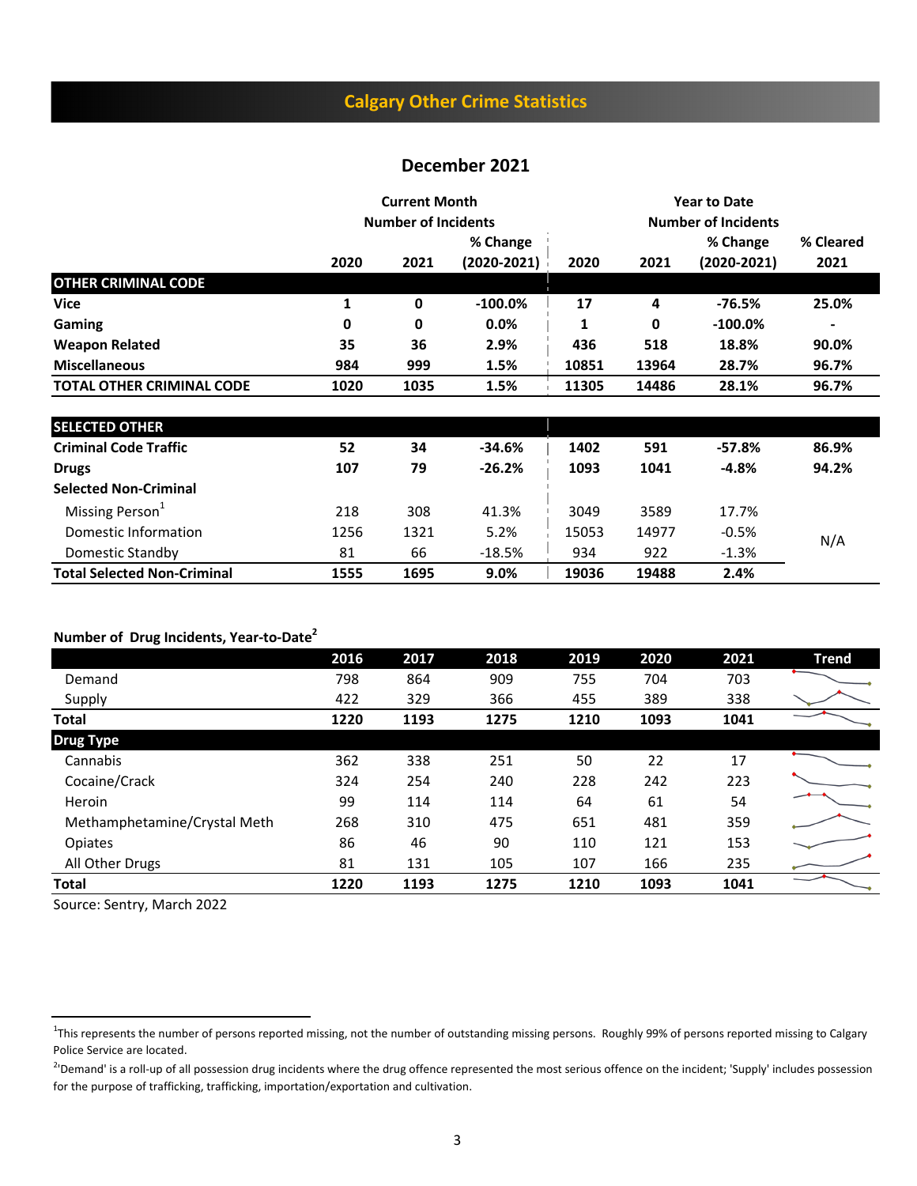## Calgary Other Crime Statistics

### December 2021

| | Current Month Number of Incidents | | | Year to Date Number of Incidents | | | |
|---|---|---|---|---|---|---|---|
| | 2020 | 2021 | % Change (2020-2021) | 2020 | 2021 | % Change (2020-2021) | % Cleared 2021 |
| **OTHER CRIMINAL CODE** | | | | | | | |
| **Vice** | **1** | **0** | **-100.0%** | **17** | **4** | **-76.5%** | **25.0%** |
| **Gaming** | **0** | **0** | **0.0%** | **1** | **0** | **-100.0%** | **-** |
| **Weapon Related** | **35** | **36** | **2.9%** | **436** | **518** | **18.8%** | **90.0%** |
| **Miscellaneous** | **984** | **999** | **1.5%** | **10851** | **13964** | **28.7%** | **96.7%** |
| **TOTAL OTHER CRIMINAL CODE** | **1020** | **1035** | **1.5%** | **11305** | **14486** | **28.1%** | **96.7%** |
| **SELECTED OTHER** | | | | | | | |
| **Criminal Code Traffic** | **52** | **34** | **-34.6%** | **1402** | **591** | **-57.8%** | **86.9%** |
| **Drugs** | **107** | **79** | **-26.2%** | **1093** | **1041** | **-4.8%** | **94.2%** |
| **Selected Non-Criminal** | | | | | | | |
| Missing Person[1] | 218 | 308 | 41.3% | 3049 | 3589 | 17.7% | N/A |
| Domestic Information | 1256 | 1321 | 5.2% | 15053 | 14977 | -0.5% | |
| Domestic Standby | 81 | 66 | -18.5% | 934 | 922 | -1.3% | |
| **Total Selected Non-Criminal** | **1555** | **1695** | **9.0%** | **19036** | **19488** | **2.4%** | |

**Number of Drug Incidents, Year-to-Date[2]**

| | 2016 | 2017 | 2018 | 2019 | 2020 | 2021 | Trend |
|---|---|---|---|---|---|---|---|
| Demand | 798 | 864 | 909 | 755 | 704 | 703 | |
| Supply | 422 | 329 | 366 | 455 | 389 | 338 | |
| **Total** | **1220** | **1193** | **1275** | **1210** | **1093** | **1041** | |
| **Drug Type** | | | | | | | |
| Cannabis | 362 | 338 | 251 | 50 | 22 | 17 | |
| Cocaine/Crack | 324 | 254 | 240 | 228 | 242 | 223 | |
| Heroin | 99 | 114 | 114 | 64 | 61 | 54 | |
| Methamphetamine/Crystal Meth | 268 | 310 | 475 | 651 | 481 | 359 | |
| Opiates | 86 | 46 | 90 | 110 | 121 | 153 | |
| All Other Drugs | 81 | 131 | 105 | 107 | 166 | 235 | |
| **Total** | **1220** | **1193** | **1275** | **1210** | **1093** | **1041** | |

Source: Sentry, March 2022

---

[1] This represents the number of persons reported missing, not the number of outstanding missing persons. Roughly 99% of persons reported missing to Calgary Police Service are located.

[2] 'Demand' is a roll-up of all possession drug incidents where the drug offence represented the most serious offence on the incident; 'Supply' includes possession for the purpose of trafficking, trafficking, importation/exportation and cultivation.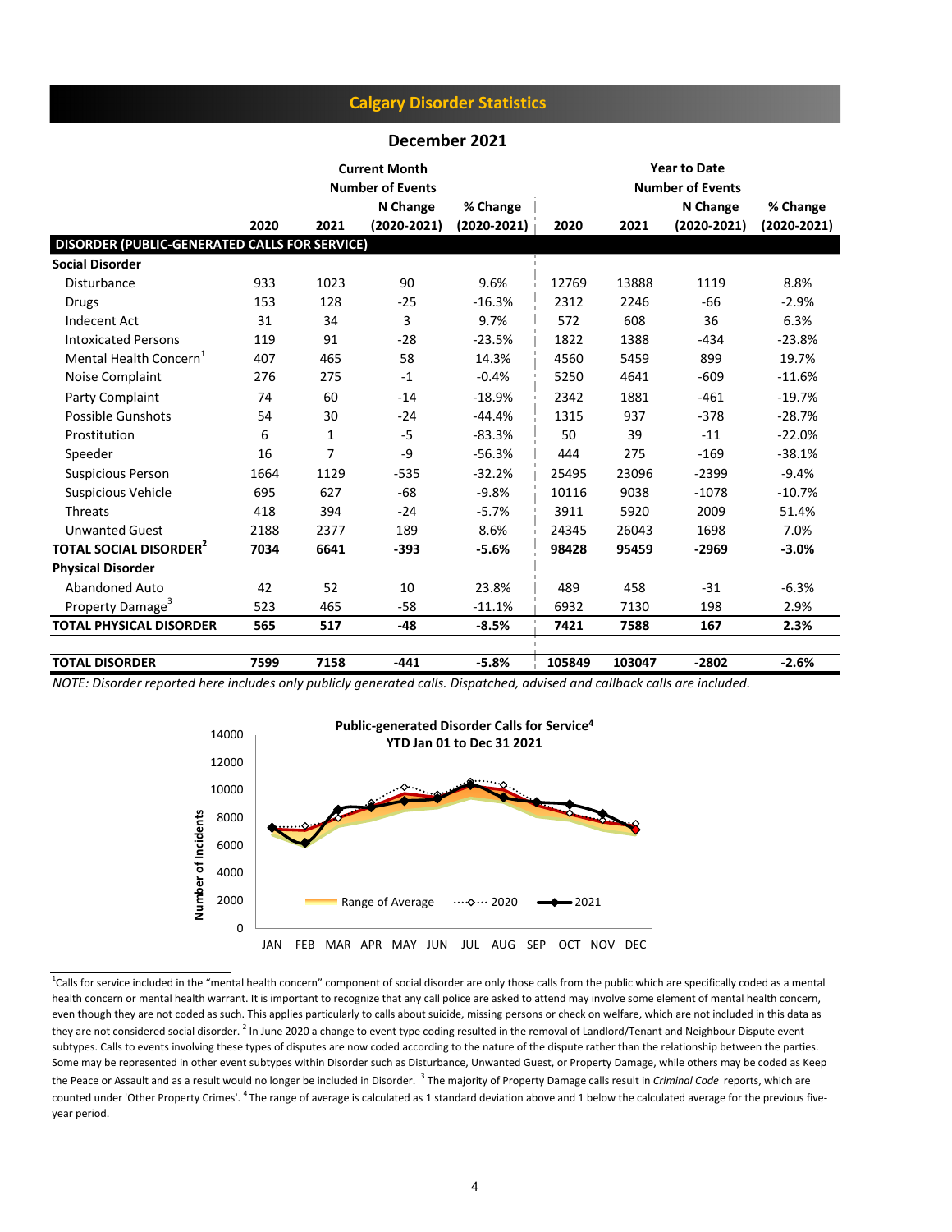# Calgary Disorder Statistics

## December 2021

| | Current Month Number of Events | | | | Year to Date Number of Events | | | |
|---|---|---|---|---|---|---|---|---|
| | 2020 | 2021 | N Change (2020-2021) | % Change (2020-2021) | 2020 | 2021 | N Change (2020-2021) | % Change (2020-2021) |
| **DISORDER (PUBLIC-GENERATED CALLS FOR SERVICE)** | | | | | | | | |
| **Social Disorder** | | | | | | | | |
| Disturbance | 933 | 1023 | 90 | 9.6% | 12769 | 13888 | 1119 | 8.8% |
| Drugs | 153 | 128 | -25 | -16.3% | 2312 | 2246 | -66 | -2.9% |
| Indecent Act | 31 | 34 | 3 | 9.7% | 572 | 608 | 36 | 6.3% |
| Intoxicated Persons | 119 | 91 | -28 | -23.5% | 1822 | 1388 | -434 | -23.8% |
| Mental Health Concern[1] | 407 | 465 | 58 | 14.3% | 4560 | 5459 | 899 | 19.7% |
| Noise Complaint | 276 | 275 | -1 | -0.4% | 5250 | 4641 | -609 | -11.6% |
| Party Complaint | 74 | 60 | -14 | -18.9% | 2342 | 1881 | -461 | -19.7% |
| Possible Gunshots | 54 | 30 | -24 | -44.4% | 1315 | 937 | -378 | -28.7% |
| Prostitution | 6 | 1 | -5 | -83.3% | 50 | 39 | -11 | -22.0% |
| Speeder | 16 | 7 | -9 | -56.3% | 444 | 275 | -169 | -38.1% |
| Suspicious Person | 1664 | 1129 | -535 | -32.2% | 25495 | 23096 | -2399 | -9.4% |
| Suspicious Vehicle | 695 | 627 | -68 | -9.8% | 10116 | 9038 | -1078 | -10.7% |
| Threats | 418 | 394 | -24 | -5.7% | 3911 | 5920 | 2009 | 51.4% |
| Unwanted Guest | 2188 | 2377 | 189 | 8.6% | 24345 | 26043 | 1698 | 7.0% |
| **TOTAL SOCIAL DISORDER[2]** | **7034** | **6641** | **-393** | **-5.6%** | **98428** | **95459** | **-2969** | **-3.0%** |
| **Physical Disorder** | | | | | | | | |
| Abandoned Auto | 42 | 52 | 10 | 23.8% | 489 | 458 | -31 | -6.3% |
| Property Damage[3] | 523 | 465 | -58 | -11.1% | 6932 | 7130 | 198 | 2.9% |
| **TOTAL PHYSICAL DISORDER** | **565** | **517** | **-48** | **-8.5%** | **7421** | **7588** | **167** | **2.3%** |
| **TOTAL DISORDER** | **7599** | **7158** | **-441** | **-5.8%** | **105849** | **103047** | **-2802** | **-2.6%** |

*NOTE: Disorder reported here includes only publicly generated calls. Dispatched, advised and callback calls are included.*

**Public-generated Disorder Calls for Service[4]**
**YTD Jan 01 to Dec 31 2021**

[1] Calls for service included in the "mental health concern" component of social disorder are only those calls from the public which are specifically coded as a mental health concern or mental health warrant. It is important to recognize that any call police are asked to attend may involve some element of mental health concern, even though they are not coded as such. This applies particularly to calls about suicide, missing persons or check on welfare, which are not included in this data as they are not considered social disorder. [2] In June 2020 a change to event type coding resulted in the removal of Landlord/Tenant and Neighbour Dispute event subtypes. Calls to events involving these types of disputes are now coded according to the nature of the dispute rather than the relationship between the parties. Some may be represented in other event subtypes within Disorder such as Disturbance, Unwanted Guest, or Property Damage, while others may be coded as Keep the Peace or Assault and as a result would no longer be included in Disorder. [3] The majority of Property Damage calls result in *Criminal Code* reports, which are counted under 'Other Property Crimes'. [4] The range of average is calculated as 1 standard deviation above and 1 below the calculated average for the previous five-year period.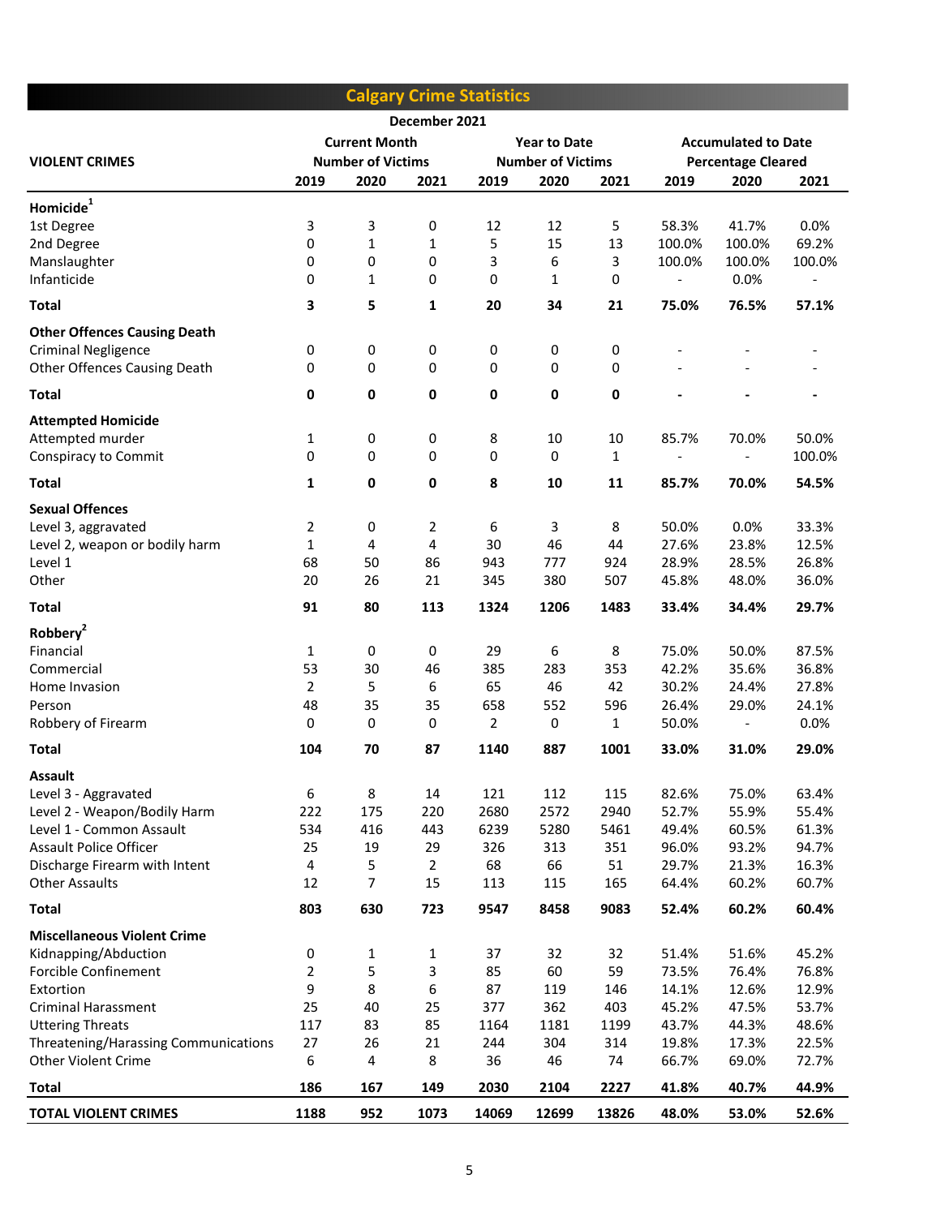# Calgary Crime Statistics

December 2021

| VIOLENT CRIMES | Current Month Number of Victims | | | Year to Date Number of Victims | | | Accumulated to Date Percentage Cleared | | |
|---|---|---|---|---|---|---|---|---|---|
| | 2019 | 2020 | 2021 | 2019 | 2020 | 2021 | 2019 | 2020 | 2021 |
| **Homicide[1]** | | | | | | | | | |
| 1st Degree | 3 | 3 | 0 | 12 | 12 | 5 | 58.3% | 41.7% | 0.0% |
| 2nd Degree | 0 | 1 | 1 | 5 | 15 | 13 | 100.0% | 100.0% | 69.2% |
| Manslaughter | 0 | 0 | 0 | 3 | 6 | 3 | 100.0% | 100.0% | 100.0% |
| Infanticide | 0 | 1 | 0 | 0 | 1 | 0 | - | 0.0% | - |
| **Total** | **3** | **5** | **1** | **20** | **34** | **21** | **75.0%** | **76.5%** | **57.1%** |
| **Other Offences Causing Death** | | | | | | | | | |
| Criminal Negligence | 0 | 0 | 0 | 0 | 0 | 0 | - | - | - |
| Other Offences Causing Death | 0 | 0 | 0 | 0 | 0 | 0 | - | - | - |
| **Total** | **0** | **0** | **0** | **0** | **0** | **0** | **-** | **-** | **-** |
| **Attempted Homicide** | | | | | | | | | |
| Attempted murder | 1 | 0 | 0 | 8 | 10 | 10 | 85.7% | 70.0% | 50.0% |
| Conspiracy to Commit | 0 | 0 | 0 | 0 | 0 | 1 | - | - | 100.0% |
| **Total** | **1** | **0** | **0** | **8** | **10** | **11** | **85.7%** | **70.0%** | **54.5%** |
| **Sexual Offences** | | | | | | | | | |
| Level 3, aggravated | 2 | 0 | 2 | 6 | 3 | 8 | 50.0% | 0.0% | 33.3% |
| Level 2, weapon or bodily harm | 1 | 4 | 4 | 30 | 46 | 44 | 27.6% | 23.8% | 12.5% |
| Level 1 | 68 | 50 | 86 | 943 | 777 | 924 | 28.9% | 28.5% | 26.8% |
| Other | 20 | 26 | 21 | 345 | 380 | 507 | 45.8% | 48.0% | 36.0% |
| **Total** | **91** | **80** | **113** | **1324** | **1206** | **1483** | **33.4%** | **34.4%** | **29.7%** |
| **Robbery[2]** | | | | | | | | | |
| Financial | 1 | 0 | 0 | 29 | 6 | 8 | 75.0% | 50.0% | 87.5% |
| Commercial | 53 | 30 | 46 | 385 | 283 | 353 | 42.2% | 35.6% | 36.8% |
| Home Invasion | 2 | 5 | 6 | 65 | 46 | 42 | 30.2% | 24.4% | 27.8% |
| Person | 48 | 35 | 35 | 658 | 552 | 596 | 26.4% | 29.0% | 24.1% |
| Robbery of Firearm | 0 | 0 | 0 | 2 | 0 | 1 | 50.0% | - | 0.0% |
| **Total** | **104** | **70** | **87** | **1140** | **887** | **1001** | **33.0%** | **31.0%** | **29.0%** |
| **Assault** | | | | | | | | | |
| Level 3 - Aggravated | 6 | 8 | 14 | 121 | 112 | 115 | 82.6% | 75.0% | 63.4% |
| Level 2 - Weapon/Bodily Harm | 222 | 175 | 220 | 2680 | 2572 | 2940 | 52.7% | 55.9% | 55.4% |
| Level 1 - Common Assault | 534 | 416 | 443 | 6239 | 5280 | 5461 | 49.4% | 60.5% | 61.3% |
| Assault Police Officer | 25 | 19 | 29 | 326 | 313 | 351 | 96.0% | 93.2% | 94.7% |
| Discharge Firearm with Intent | 4 | 5 | 2 | 68 | 66 | 51 | 29.7% | 21.3% | 16.3% |
| Other Assaults | 12 | 7 | 15 | 113 | 115 | 165 | 64.4% | 60.2% | 60.7% |
| **Total** | **803** | **630** | **723** | **9547** | **8458** | **9083** | **52.4%** | **60.2%** | **60.4%** |
| **Miscellaneous Violent Crime** | | | | | | | | | |
| Kidnapping/Abduction | 0 | 1 | 1 | 37 | 32 | 32 | 51.4% | 51.6% | 45.2% |
| Forcible Confinement | 2 | 5 | 3 | 85 | 60 | 59 | 73.5% | 76.4% | 76.8% |
| Extortion | 9 | 8 | 6 | 87 | 119 | 146 | 14.1% | 12.6% | 12.9% |
| Criminal Harassment | 25 | 40 | 25 | 377 | 362 | 403 | 45.2% | 47.5% | 53.7% |
| Uttering Threats | 117 | 83 | 85 | 1164 | 1181 | 1199 | 43.7% | 44.3% | 48.6% |
| Threatening/Harassing Communications | 27 | 26 | 21 | 244 | 304 | 314 | 19.8% | 17.3% | 22.5% |
| Other Violent Crime | 6 | 4 | 8 | 36 | 46 | 74 | 66.7% | 69.0% | 72.7% |
| **Total** | **186** | **167** | **149** | **2030** | **2104** | **2227** | **41.8%** | **40.7%** | **44.9%** |
| **TOTAL VIOLENT CRIMES** | **1188** | **952** | **1073** | **14069** | **12699** | **13826** | **48.0%** | **53.0%** | **52.6%** |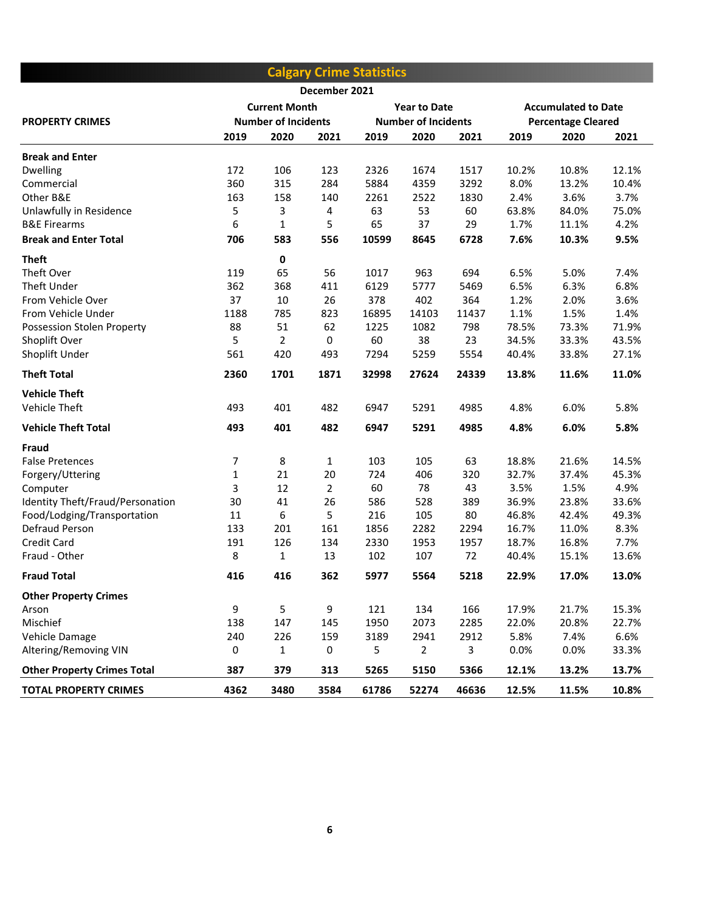# Calgary Crime Statistics

December 2021

| PROPERTY CRIMES | Current Month Number of Incidents | | | Year to Date Number of Incidents | | | Accumulated to Date Percentage Cleared | | |
|---|---|---|---|---|---|---|---|---|---|
| | 2019 | 2020 | 2021 | 2019 | 2020 | 2021 | 2019 | 2020 | 2021 |
| **Break and Enter** | | | | | | | | | |
| Dwelling | 172 | 106 | 123 | 2326 | 1674 | 1517 | 10.2% | 10.8% | 12.1% |
| Commercial | 360 | 315 | 284 | 5884 | 4359 | 3292 | 8.0% | 13.2% | 10.4% |
| Other B&E | 163 | 158 | 140 | 2261 | 2522 | 1830 | 2.4% | 3.6% | 3.7% |
| Unlawfully in Residence | 5 | 3 | 4 | 63 | 53 | 60 | 63.8% | 84.0% | 75.0% |
| B&E Firearms | 6 | 1 | 5 | 65 | 37 | 29 | 1.7% | 11.1% | 4.2% |
| **Break and Enter Total** | **706** | **583** | **556** | **10599** | **8645** | **6728** | **7.6%** | **10.3%** | **9.5%** |
| **Theft** | | **0** | | | | | | | |
| Theft Over | 119 | 65 | 56 | 1017 | 963 | 694 | 6.5% | 5.0% | 7.4% |
| Theft Under | 362 | 368 | 411 | 6129 | 5777 | 5469 | 6.5% | 6.3% | 6.8% |
| From Vehicle Over | 37 | 10 | 26 | 378 | 402 | 364 | 1.2% | 2.0% | 3.6% |
| From Vehicle Under | 1188 | 785 | 823 | 16895 | 14103 | 11437 | 1.1% | 1.5% | 1.4% |
| Possession Stolen Property | 88 | 51 | 62 | 1225 | 1082 | 798 | 78.5% | 73.3% | 71.9% |
| Shoplift Over | 5 | 2 | 0 | 60 | 38 | 23 | 34.5% | 33.3% | 43.5% |
| Shoplift Under | 561 | 420 | 493 | 7294 | 5259 | 5554 | 40.4% | 33.8% | 27.1% |
| **Theft Total** | **2360** | **1701** | **1871** | **32998** | **27624** | **24339** | **13.8%** | **11.6%** | **11.0%** |
| **Vehicle Theft** | | | | | | | | | |
| Vehicle Theft | 493 | 401 | 482 | 6947 | 5291 | 4985 | 4.8% | 6.0% | 5.8% |
| **Vehicle Theft Total** | **493** | **401** | **482** | **6947** | **5291** | **4985** | **4.8%** | **6.0%** | **5.8%** |
| **Fraud** | | | | | | | | | |
| False Pretences | 7 | 8 | 1 | 103 | 105 | 63 | 18.8% | 21.6% | 14.5% |
| Forgery/Uttering | 1 | 21 | 20 | 724 | 406 | 320 | 32.7% | 37.4% | 45.3% |
| Computer | 3 | 12 | 2 | 60 | 78 | 43 | 3.5% | 1.5% | 4.9% |
| Identity Theft/Fraud/Personation | 30 | 41 | 26 | 586 | 528 | 389 | 36.9% | 23.8% | 33.6% |
| Food/Lodging/Transportation | 11 | 6 | 5 | 216 | 105 | 80 | 46.8% | 42.4% | 49.3% |
| Defraud Person | 133 | 201 | 161 | 1856 | 2282 | 2294 | 16.7% | 11.0% | 8.3% |
| Credit Card | 191 | 126 | 134 | 2330 | 1953 | 1957 | 18.7% | 16.8% | 7.7% |
| Fraud - Other | 8 | 1 | 13 | 102 | 107 | 72 | 40.4% | 15.1% | 13.6% |
| **Fraud Total** | **416** | **416** | **362** | **5977** | **5564** | **5218** | **22.9%** | **17.0%** | **13.0%** |
| **Other Property Crimes** | | | | | | | | | |
| Arson | 9 | 5 | 9 | 121 | 134 | 166 | 17.9% | 21.7% | 15.3% |
| Mischief | 138 | 147 | 145 | 1950 | 2073 | 2285 | 22.0% | 20.8% | 22.7% |
| Vehicle Damage | 240 | 226 | 159 | 3189 | 2941 | 2912 | 5.8% | 7.4% | 6.6% |
| Altering/Removing VIN | 0 | 1 | 0 | 5 | 2 | 3 | 0.0% | 0.0% | 33.3% |
| **Other Property Crimes Total** | **387** | **379** | **313** | **5265** | **5150** | **5366** | **12.1%** | **13.2%** | **13.7%** |
| **TOTAL PROPERTY CRIMES** | **4362** | **3480** | **3584** | **61786** | **52274** | **46636** | **12.5%** | **11.5%** | **10.8%** |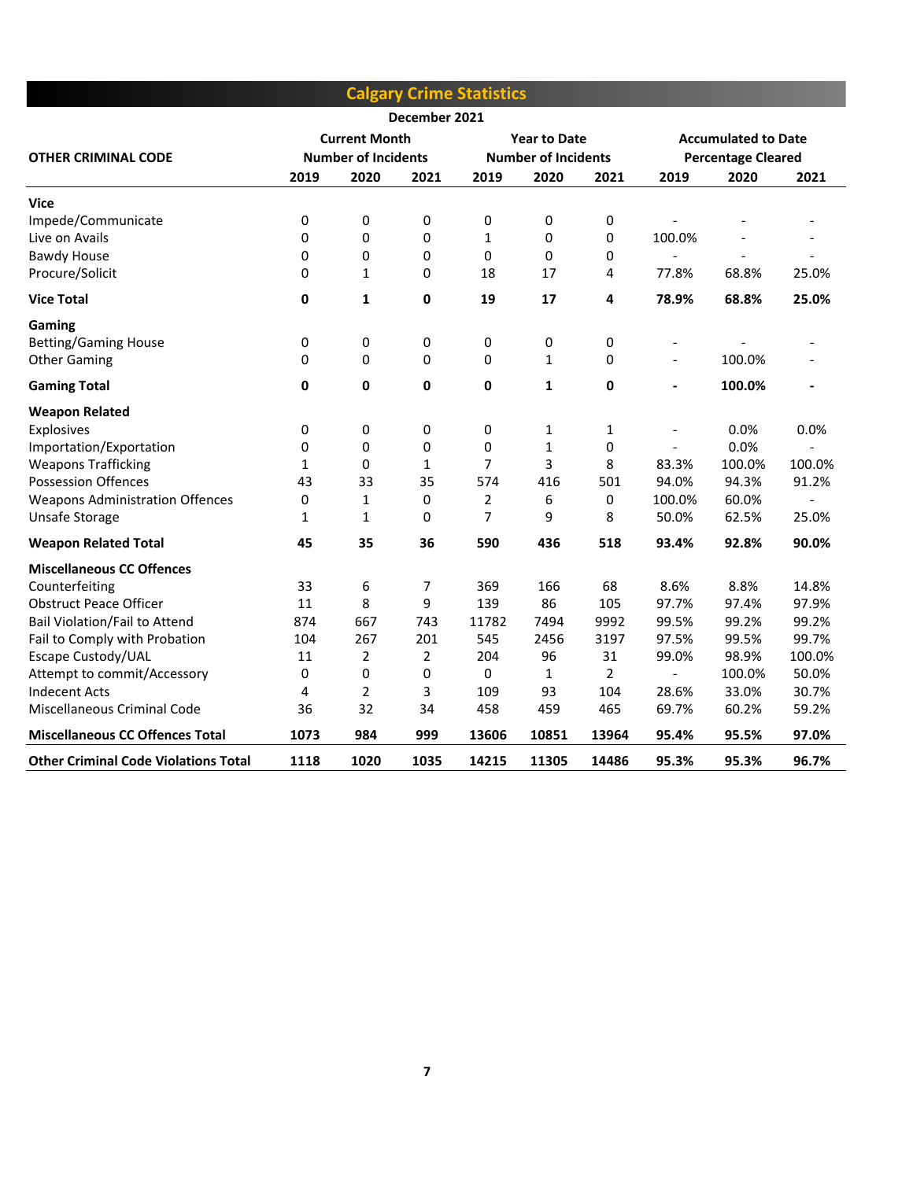# Calgary Crime Statistics

December 2021

| OTHER CRIMINAL CODE | Current Month Number of Incidents | | | Year to Date Number of Incidents | | | Accumulated to Date Percentage Cleared | | |
|---|---|---|---|---|---|---|---|---|---|
| | 2019 | 2020 | 2021 | 2019 | 2020 | 2021 | 2019 | 2020 | 2021 |
| **Vice** | | | | | | | | | |
| Impede/Communicate | 0 | 0 | 0 | 0 | 0 | 0 | - | - | - |
| Live on Avails | 0 | 0 | 0 | 1 | 0 | 0 | 100.0% | - | - |
| Bawdy House | 0 | 0 | 0 | 0 | 0 | 0 | - | - | - |
| Procure/Solicit | 0 | 1 | 0 | 18 | 17 | 4 | 77.8% | 68.8% | 25.0% |
| **Vice Total** | **0** | **1** | **0** | **19** | **17** | **4** | **78.9%** | **68.8%** | **25.0%** |
| **Gaming** | | | | | | | | | |
| Betting/Gaming House | 0 | 0 | 0 | 0 | 0 | 0 | - | - | - |
| Other Gaming | 0 | 0 | 0 | 0 | 1 | 0 | - | 100.0% | - |
| **Gaming Total** | **0** | **0** | **0** | **0** | **1** | **0** | **-** | **100.0%** | **-** |
| **Weapon Related** | | | | | | | | | |
| Explosives | 0 | 0 | 0 | 0 | 1 | 1 | - | 0.0% | 0.0% |
| Importation/Exportation | 0 | 0 | 0 | 0 | 1 | 0 | - | 0.0% | - |
| Weapons Trafficking | 1 | 0 | 1 | 7 | 3 | 8 | 83.3% | 100.0% | 100.0% |
| Possession Offences | 43 | 33 | 35 | 574 | 416 | 501 | 94.0% | 94.3% | 91.2% |
| Weapons Administration Offences | 0 | 1 | 0 | 2 | 6 | 0 | 100.0% | 60.0% | - |
| Unsafe Storage | 1 | 1 | 0 | 7 | 9 | 8 | 50.0% | 62.5% | 25.0% |
| **Weapon Related Total** | **45** | **35** | **36** | **590** | **436** | **518** | **93.4%** | **92.8%** | **90.0%** |
| **Miscellaneous CC Offences** | | | | | | | | | |
| Counterfeiting | 33 | 6 | 7 | 369 | 166 | 68 | 8.6% | 8.8% | 14.8% |
| Obstruct Peace Officer | 11 | 8 | 9 | 139 | 86 | 105 | 97.7% | 97.4% | 97.9% |
| Bail Violation/Fail to Attend | 874 | 667 | 743 | 11782 | 7494 | 9992 | 99.5% | 99.2% | 99.2% |
| Fail to Comply with Probation | 104 | 267 | 201 | 545 | 2456 | 3197 | 97.5% | 99.5% | 99.7% |
| Escape Custody/UAL | 11 | 2 | 2 | 204 | 96 | 31 | 99.0% | 98.9% | 100.0% |
| Attempt to commit/Accessory | 0 | 0 | 0 | 0 | 1 | 2 | - | 100.0% | 50.0% |
| Indecent Acts | 4 | 2 | 3 | 109 | 93 | 104 | 28.6% | 33.0% | 30.7% |
| Miscellaneous Criminal Code | 36 | 32 | 34 | 458 | 459 | 465 | 69.7% | 60.2% | 59.2% |
| **Miscellaneous CC Offences Total** | **1073** | **984** | **999** | **13606** | **10851** | **13964** | **95.4%** | **95.5%** | **97.0%** |
| **Other Criminal Code Violations Total** | **1118** | **1020** | **1035** | **14215** | **11305** | **14486** | **95.3%** | **95.3%** | **96.7%** |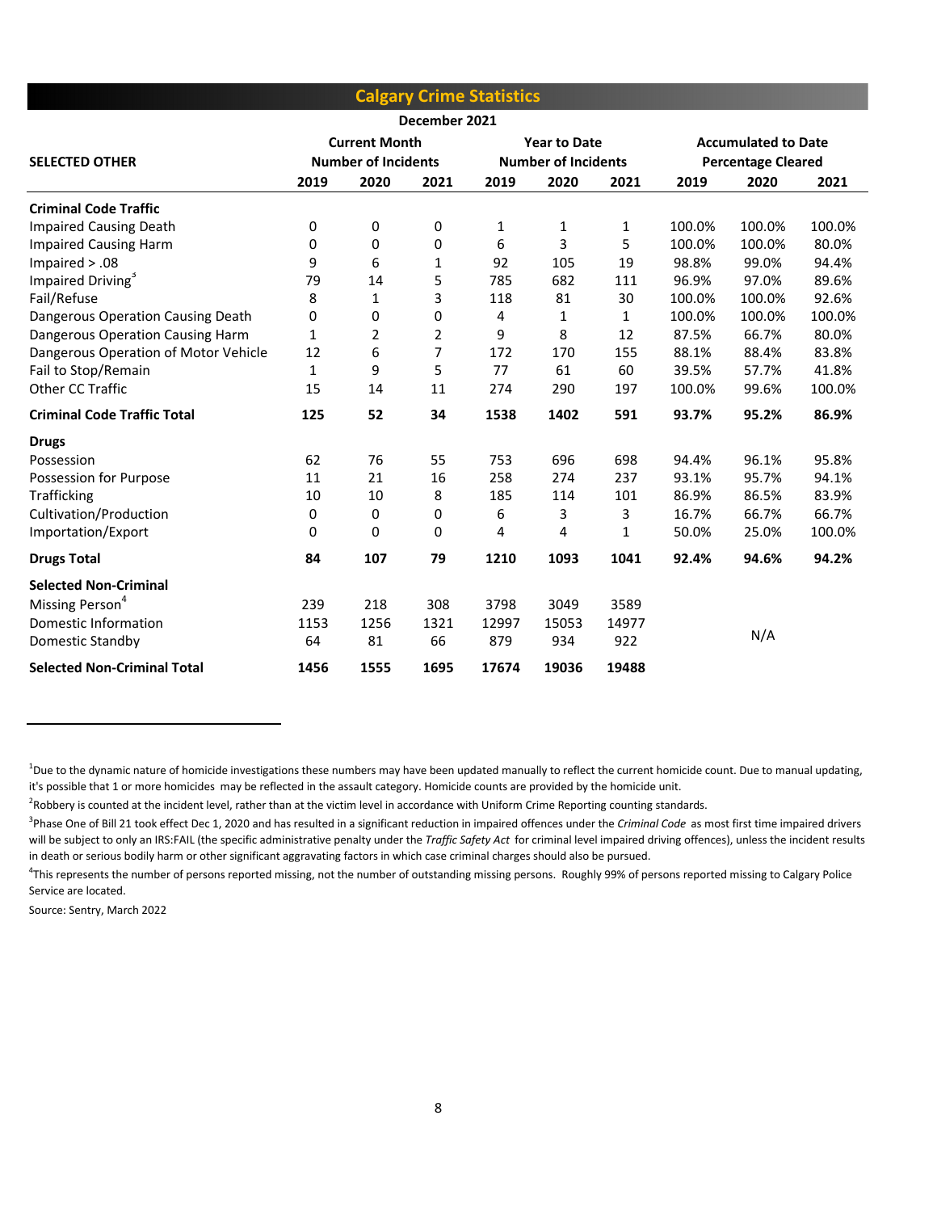# Calgary Crime Statistics

December 2021

| SELECTED OTHER | Current Month Number of Incidents | | | Year to Date Number of Incidents | | | Accumulated to Date Percentage Cleared | | |
|---|---|---|---|---|---|---|---|---|---|
| | 2019 | 2020 | 2021 | 2019 | 2020 | 2021 | 2019 | 2020 | 2021 |
| **Criminal Code Traffic** | | | | | | | | | |
| Impaired Causing Death | 0 | 0 | 0 | 1 | 1 | 1 | 100.0% | 100.0% | 100.0% |
| Impaired Causing Harm | 0 | 0 | 0 | 6 | 3 | 5 | 100.0% | 100.0% | 80.0% |
| Impaired > .08 | 9 | 6 | 1 | 92 | 105 | 19 | 98.8% | 99.0% | 94.4% |
| Impaired Driving[3] | 79 | 14 | 5 | 785 | 682 | 111 | 96.9% | 97.0% | 89.6% |
| Fail/Refuse | 8 | 1 | 3 | 118 | 81 | 30 | 100.0% | 100.0% | 92.6% |
| Dangerous Operation Causing Death | 0 | 0 | 0 | 4 | 1 | 1 | 100.0% | 100.0% | 100.0% |
| Dangerous Operation Causing Harm | 1 | 2 | 2 | 9 | 8 | 12 | 87.5% | 66.7% | 80.0% |
| Dangerous Operation of Motor Vehicle | 12 | 6 | 7 | 172 | 170 | 155 | 88.1% | 88.4% | 83.8% |
| Fail to Stop/Remain | 1 | 9 | 5 | 77 | 61 | 60 | 39.5% | 57.7% | 41.8% |
| Other CC Traffic | 15 | 14 | 11 | 274 | 290 | 197 | 100.0% | 99.6% | 100.0% |
| **Criminal Code Traffic Total** | **125** | **52** | **34** | **1538** | **1402** | **591** | **93.7%** | **95.2%** | **86.9%** |
| **Drugs** | | | | | | | | | |
| Possession | 62 | 76 | 55 | 753 | 696 | 698 | 94.4% | 96.1% | 95.8% |
| Possession for Purpose | 11 | 21 | 16 | 258 | 274 | 237 | 93.1% | 95.7% | 94.1% |
| Trafficking | 10 | 10 | 8 | 185 | 114 | 101 | 86.9% | 86.5% | 83.9% |
| Cultivation/Production | 0 | 0 | 0 | 6 | 3 | 3 | 16.7% | 66.7% | 66.7% |
| Importation/Export | 0 | 0 | 0 | 4 | 4 | 1 | 50.0% | 25.0% | 100.0% |
| **Drugs Total** | **84** | **107** | **79** | **1210** | **1093** | **1041** | **92.4%** | **94.6%** | **94.2%** |
| **Selected Non-Criminal** | | | | | | | | | |
| Missing Person[4] | 239 | 218 | 308 | 3798 | 3049 | 3589 | | | |
| Domestic Information | 1153 | 1256 | 1321 | 12997 | 15053 | 14977 | | N/A | |
| Domestic Standby | 64 | 81 | 66 | 879 | 934 | 922 | | | |
| **Selected Non-Criminal Total** | **1456** | **1555** | **1695** | **17674** | **19036** | **19488** | | | |

[1]Due to the dynamic nature of homicide investigations these numbers may have been updated manually to reflect the current homicide count. Due to manual updating, it's possible that 1 or more homicides may be reflected in the assault category. Homicide counts are provided by the homicide unit.

[2]Robbery is counted at the incident level, rather than at the victim level in accordance with Uniform Crime Reporting counting standards.

[3]Phase One of Bill 21 took effect Dec 1, 2020 and has resulted in a significant reduction in impaired offences under the *Criminal Code* as most first time impaired drivers will be subject to only an IRS:FAIL (the specific administrative penalty under the *Traffic Safety Act* for criminal level impaired driving offences), unless the incident results in death or serious bodily harm or other significant aggravating factors in which case criminal charges should also be pursued.

[4]This represents the number of persons reported missing, not the number of outstanding missing persons. Roughly 99% of persons reported missing to Calgary Police Service are located.

Source: Sentry, March 2022